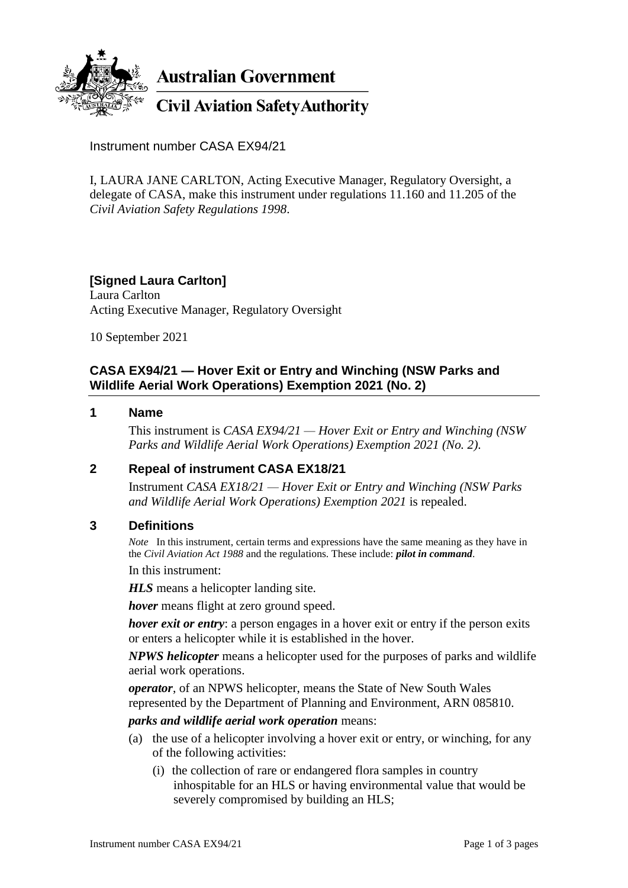**Australian Government**

**Civil Aviation Safety Authority**

Instrument number CASA EX94/21

I, LAURA JANE CARLTON, Acting Executive Manager, Regulatory Oversight, a delegate of CASA, make this instrument under regulations 11.160 and 11.205 of the *Civil Aviation Safety Regulations 1998*.

**[Signed Laura Carlton]**
Laura Carlton
Acting Executive Manager, Regulatory Oversight

10 September 2021

## CASA EX94/21 — Hover Exit or Entry and Winching (NSW Parks and Wildlife Aerial Work Operations) Exemption 2021 (No. 2)

### 1 Name

This instrument is *CASA EX94/21 — Hover Exit or Entry and Winching (NSW Parks and Wildlife Aerial Work Operations) Exemption 2021 (No. 2)*.

### 2 Repeal of instrument CASA EX18/21

Instrument *CASA EX18/21 — Hover Exit or Entry and Winching (NSW Parks and Wildlife Aerial Work Operations) Exemption 2021* is repealed.

### 3 Definitions

*Note* In this instrument, certain terms and expressions have the same meaning as they have in the *Civil Aviation Act 1988* and the regulations. These include: ***pilot in command***.

In this instrument:

***HLS*** means a helicopter landing site.

***hover*** means flight at zero ground speed.

***hover exit or entry***: a person engages in a hover exit or entry if the person exits or enters a helicopter while it is established in the hover.

***NPWS helicopter*** means a helicopter used for the purposes of parks and wildlife aerial work operations.

***operator***, of an NPWS helicopter, means the State of New South Wales represented by the Department of Planning and Environment, ARN 085810.

***parks and wildlife aerial work operation*** means:

(a) the use of a helicopter involving a hover exit or entry, or winching, for any of the following activities:

(i) the collection of rare or endangered flora samples in country inhospitable for an HLS or having environmental value that would be severely compromised by building an HLS;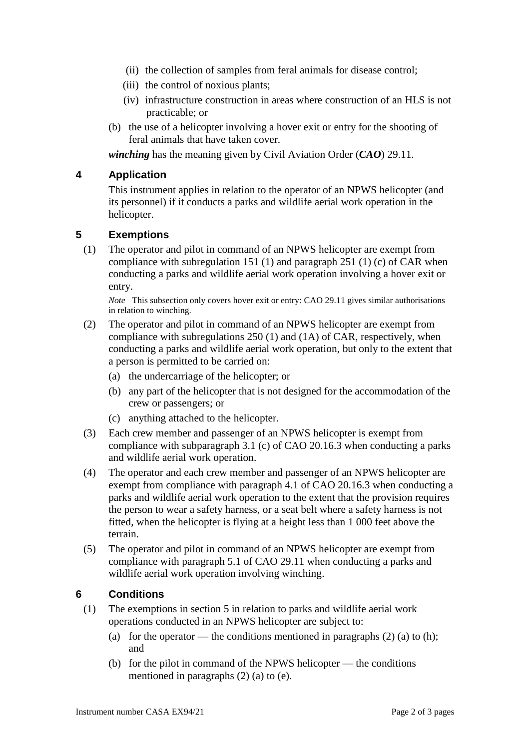(ii) the collection of samples from feral animals for disease control;

(iii) the control of noxious plants;

(iv) infrastructure construction in areas where construction of an HLS is not practicable; or

(b) the use of a helicopter involving a hover exit or entry for the shooting of feral animals that have taken cover.

***winching*** has the meaning given by Civil Aviation Order (***CAO***) 29.11.

## 4 Application

This instrument applies in relation to the operator of an NPWS helicopter (and its personnel) if it conducts a parks and wildlife aerial work operation in the helicopter.

## 5 Exemptions

(1) The operator and pilot in command of an NPWS helicopter are exempt from compliance with subregulation 151 (1) and paragraph 251 (1) (c) of CAR when conducting a parks and wildlife aerial work operation involving a hover exit or entry.

*Note* This subsection only covers hover exit or entry: CAO 29.11 gives similar authorisations in relation to winching.

(2) The operator and pilot in command of an NPWS helicopter are exempt from compliance with subregulations 250 (1) and (1A) of CAR, respectively, when conducting a parks and wildlife aerial work operation, but only to the extent that a person is permitted to be carried on:

(a) the undercarriage of the helicopter; or

(b) any part of the helicopter that is not designed for the accommodation of the crew or passengers; or

(c) anything attached to the helicopter.

(3) Each crew member and passenger of an NPWS helicopter is exempt from compliance with subparagraph 3.1 (c) of CAO 20.16.3 when conducting a parks and wildlife aerial work operation.

(4) The operator and each crew member and passenger of an NPWS helicopter are exempt from compliance with paragraph 4.1 of CAO 20.16.3 when conducting a parks and wildlife aerial work operation to the extent that the provision requires the person to wear a safety harness, or a seat belt where a safety harness is not fitted, when the helicopter is flying at a height less than 1 000 feet above the terrain.

(5) The operator and pilot in command of an NPWS helicopter are exempt from compliance with paragraph 5.1 of CAO 29.11 when conducting a parks and wildlife aerial work operation involving winching.

## 6 Conditions

(1) The exemptions in section 5 in relation to parks and wildlife aerial work operations conducted in an NPWS helicopter are subject to:

(a) for the operator — the conditions mentioned in paragraphs (2) (a) to (h); and

(b) for the pilot in command of the NPWS helicopter — the conditions mentioned in paragraphs (2) (a) to (e).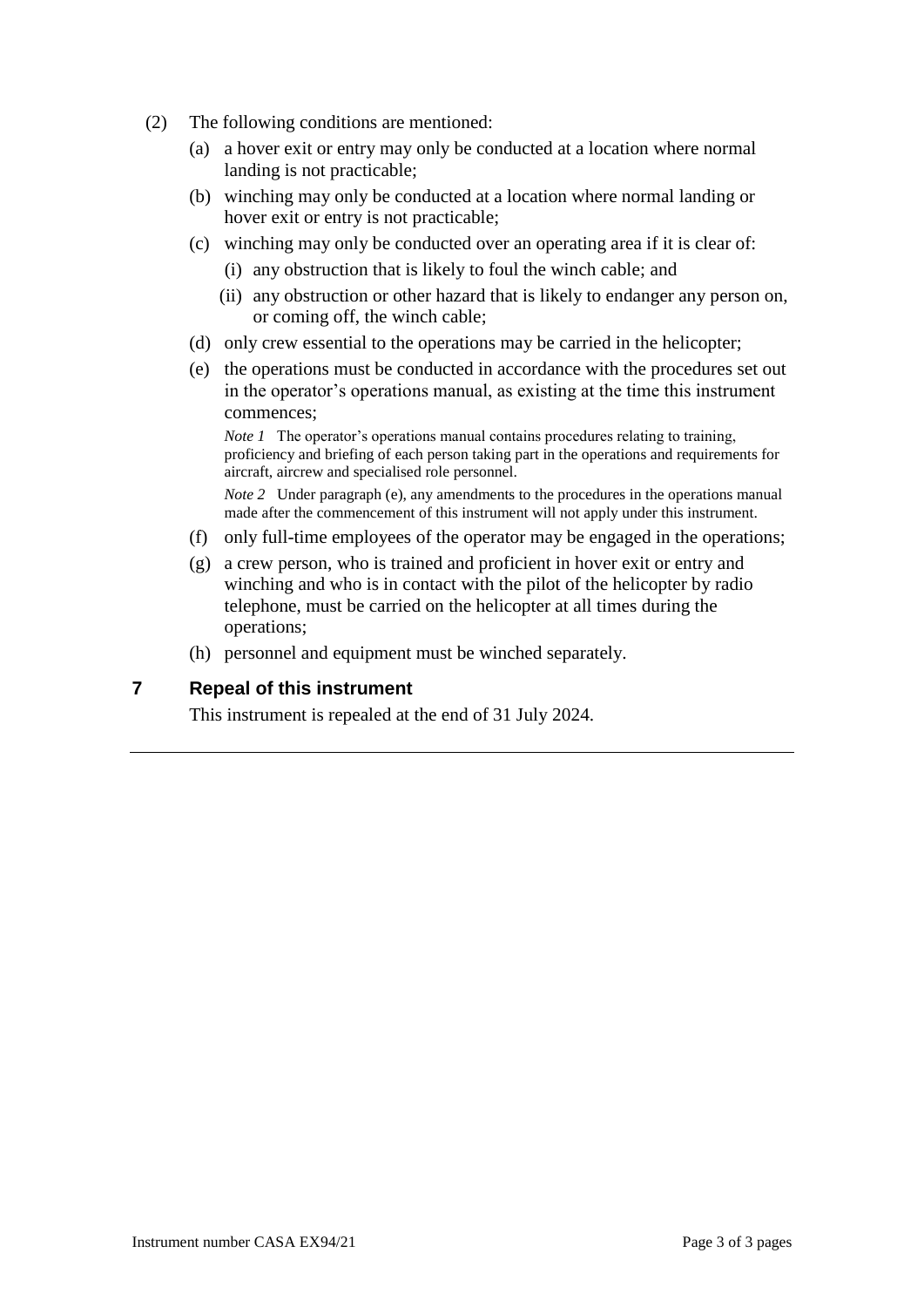(2) The following conditions are mentioned:

(a) a hover exit or entry may only be conducted at a location where normal landing is not practicable;

(b) winching may only be conducted at a location where normal landing or hover exit or entry is not practicable;

(c) winching may only be conducted over an operating area if it is clear of:

  (i) any obstruction that is likely to foul the winch cable; and

  (ii) any obstruction or other hazard that is likely to endanger any person on, or coming off, the winch cable;

(d) only crew essential to the operations may be carried in the helicopter;

(e) the operations must be conducted in accordance with the procedures set out in the operator's operations manual, as existing at the time this instrument commences;

*Note 1* The operator's operations manual contains procedures relating to training, proficiency and briefing of each person taking part in the operations and requirements for aircraft, aircrew and specialised role personnel.

*Note 2* Under paragraph (e), any amendments to the procedures in the operations manual made after the commencement of this instrument will not apply under this instrument.

(f) only full-time employees of the operator may be engaged in the operations;

(g) a crew person, who is trained and proficient in hover exit or entry and winching and who is in contact with the pilot of the helicopter by radio telephone, must be carried on the helicopter at all times during the operations;

(h) personnel and equipment must be winched separately.

## 7 Repeal of this instrument

This instrument is repealed at the end of 31 July 2024.